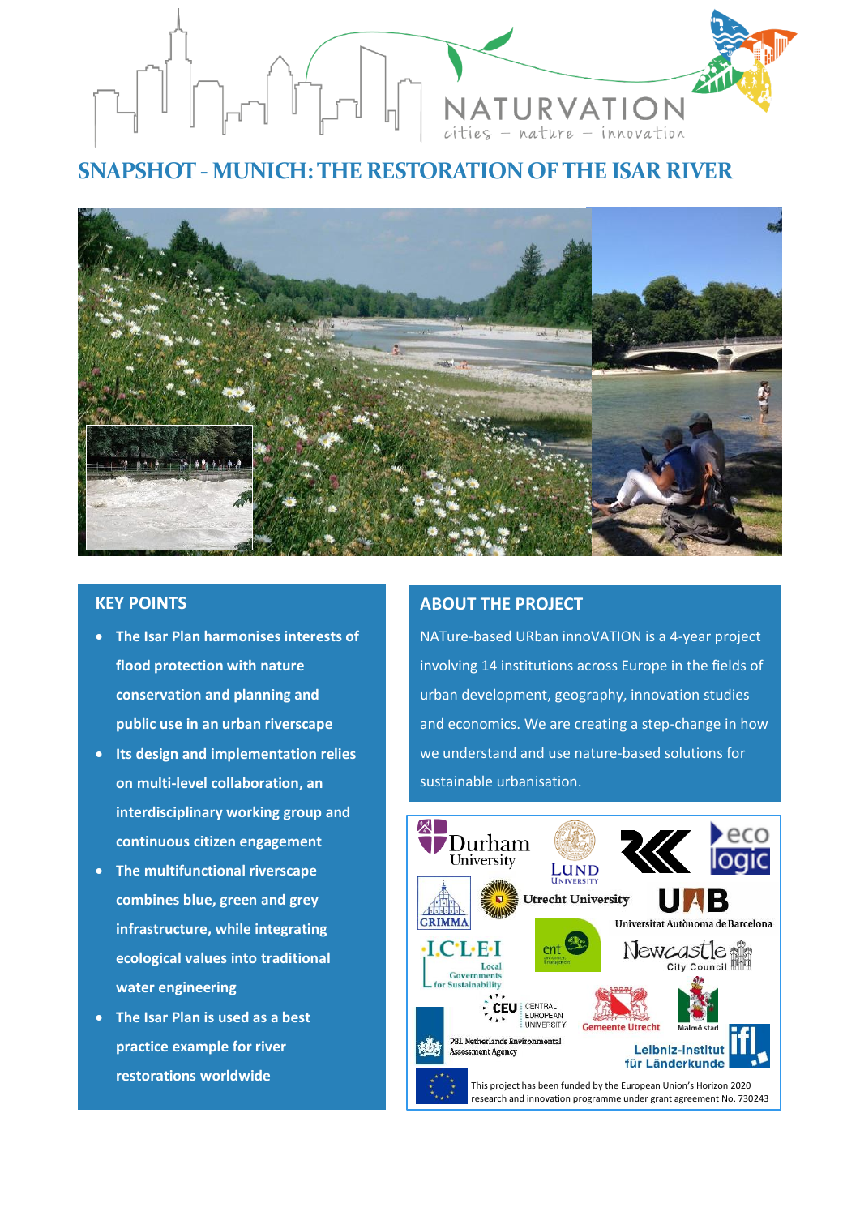# SNAPSHOT - MUNICH: THE RESTORATION OF THE ISAR RIVER

## KEY POINTS

- **The Isar Plan harmonises interests of flood protection with nature conservation and planning and public use in an urban riverscape**
- **Its design and implementation relies on multi-level collaboration, an interdisciplinary working group and continuous citizen engagement**
- **The multifunctional riverscape combines blue, green and grey infrastructure, while integrating ecological values into traditional water engineering**
- **The Isar Plan is used as a best practice example for river restorations worldwide**

## ABOUT THE PROJECT

NATure-based URban innoVATION is a 4-year project involving 14 institutions across Europe in the fields of urban development, geography, innovation studies and economics. We are creating a step-change in how we understand and use nature-based solutions for sustainable urbanisation.

This project has been funded by the European Union's Horizon 2020 research and innovation programme under grant agreement No. 730243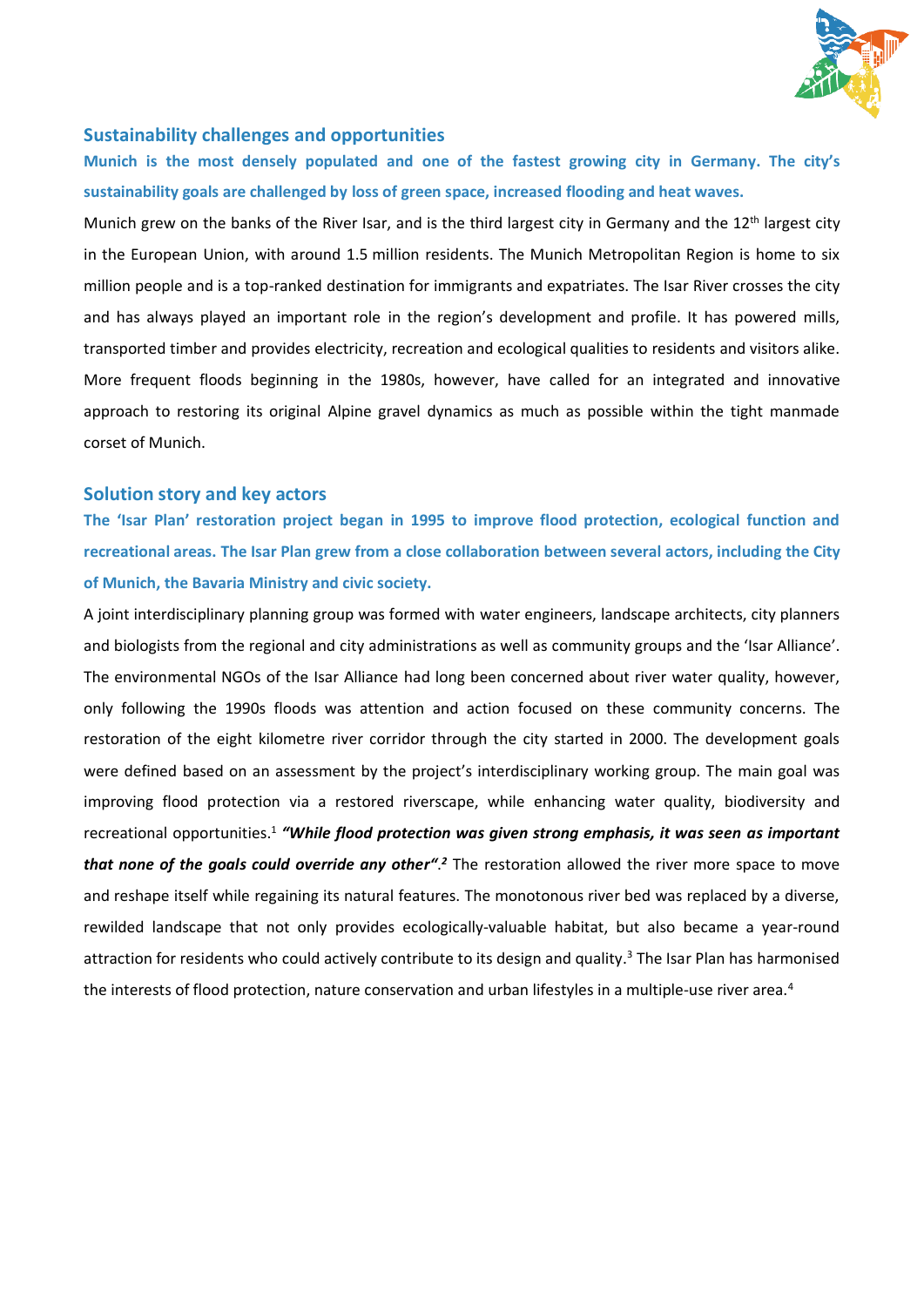## Sustainability challenges and opportunities

**Munich is the most densely populated and one of the fastest growing city in Germany. The city's sustainability goals are challenged by loss of green space, increased flooding and heat waves.**

Munich grew on the banks of the River Isar, and is the third largest city in Germany and the 12th largest city in the European Union, with around 1.5 million residents. The Munich Metropolitan Region is home to six million people and is a top-ranked destination for immigrants and expatriates. The Isar River crosses the city and has always played an important role in the region's development and profile. It has powered mills, transported timber and provides electricity, recreation and ecological qualities to residents and visitors alike. More frequent floods beginning in the 1980s, however, have called for an integrated and innovative approach to restoring its original Alpine gravel dynamics as much as possible within the tight manmade corset of Munich.

## Solution story and key actors

**The 'Isar Plan' restoration project began in 1995 to improve flood protection, ecological function and recreational areas. The Isar Plan grew from a close collaboration between several actors, including the City of Munich, the Bavaria Ministry and civic society.**

A joint interdisciplinary planning group was formed with water engineers, landscape architects, city planners and biologists from the regional and city administrations as well as community groups and the 'Isar Alliance'. The environmental NGOs of the Isar Alliance had long been concerned about river water quality, however, only following the 1990s floods was attention and action focused on these community concerns. The restoration of the eight kilometre river corridor through the city started in 2000. The development goals were defined based on an assessment by the project's interdisciplinary working group. The main goal was improving flood protection via a restored riverscape, while enhancing water quality, biodiversity and recreational opportunities.[1] ***"While flood protection was given strong emphasis, it was seen as important that none of the goals could override any other".[2]*** The restoration allowed the river more space to move and reshape itself while regaining its natural features. The monotonous river bed was replaced by a diverse, rewilded landscape that not only provides ecologically-valuable habitat, but also became a year-round attraction for residents who could actively contribute to its design and quality.[3] The Isar Plan has harmonised the interests of flood protection, nature conservation and urban lifestyles in a multiple-use river area.[4]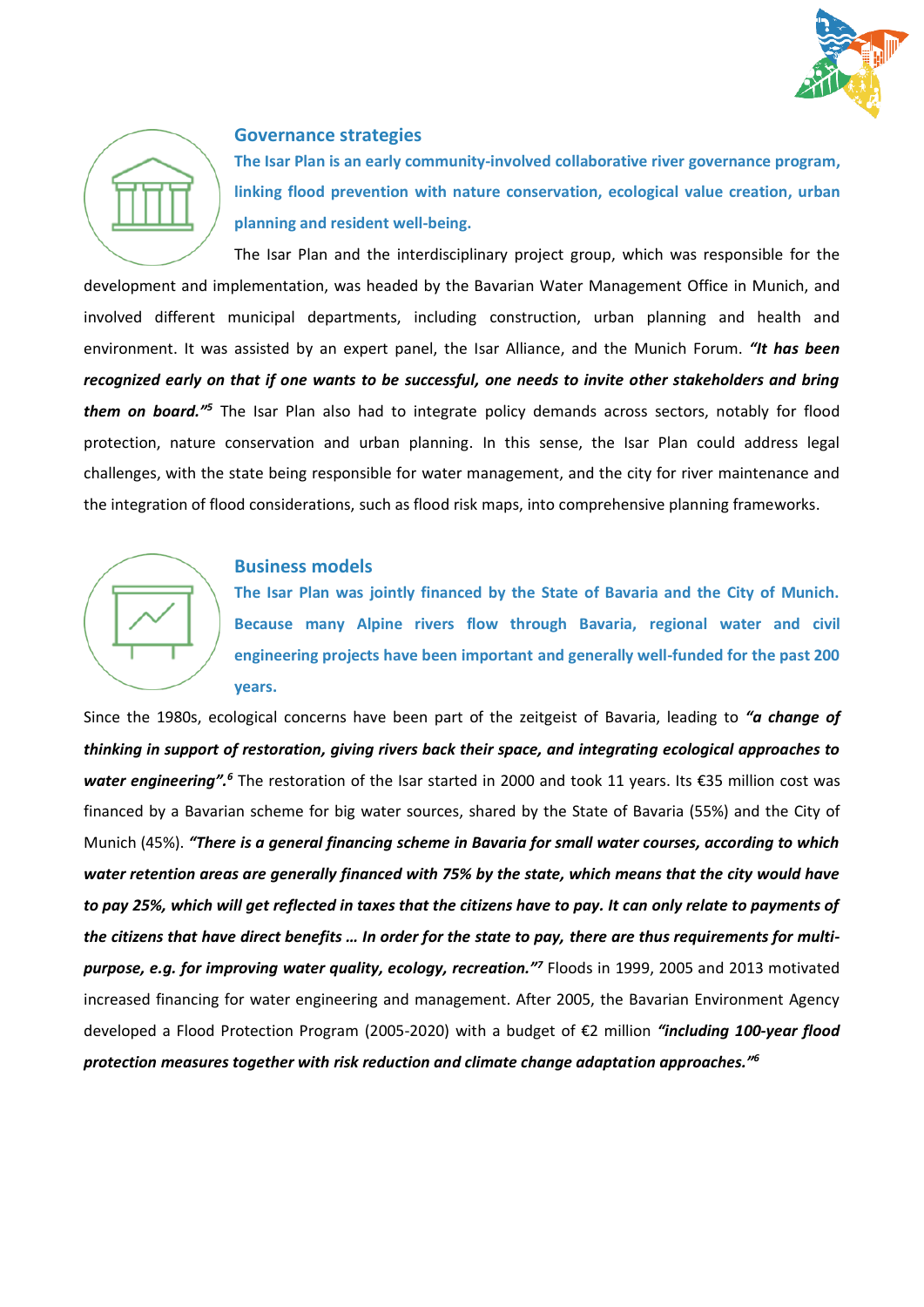## Governance strategies

**The Isar Plan is an early community-involved collaborative river governance program, linking flood prevention with nature conservation, ecological value creation, urban planning and resident well-being.**

The Isar Plan and the interdisciplinary project group, which was responsible for the development and implementation, was headed by the Bavarian Water Management Office in Munich, and involved different municipal departments, including construction, urban planning and health and environment. It was assisted by an expert panel, the Isar Alliance, and the Munich Forum. ***"It has been recognized early on that if one wants to be successful, one needs to invite other stakeholders and bring them on board."***[5] The Isar Plan also had to integrate policy demands across sectors, notably for flood protection, nature conservation and urban planning. In this sense, the Isar Plan could address legal challenges, with the state being responsible for water management, and the city for river maintenance and the integration of flood considerations, such as flood risk maps, into comprehensive planning frameworks.

## Business models

**The Isar Plan was jointly financed by the State of Bavaria and the City of Munich. Because many Alpine rivers flow through Bavaria, regional water and civil engineering projects have been important and generally well-funded for the past 200 years.**

Since the 1980s, ecological concerns have been part of the zeitgeist of Bavaria, leading to ***"a change of thinking in support of restoration, giving rivers back their space, and integrating ecological approaches to water engineering".***[6] The restoration of the Isar started in 2000 and took 11 years. Its €35 million cost was financed by a Bavarian scheme for big water sources, shared by the State of Bavaria (55%) and the City of Munich (45%). ***"There is a general financing scheme in Bavaria for small water courses, according to which water retention areas are generally financed with 75% by the state, which means that the city would have to pay 25%, which will get reflected in taxes that the citizens have to pay. It can only relate to payments of the citizens that have direct benefits … In order for the state to pay, there are thus requirements for multi-purpose, e.g. for improving water quality, ecology, recreation."***[7] Floods in 1999, 2005 and 2013 motivated increased financing for water engineering and management. After 2005, the Bavarian Environment Agency developed a Flood Protection Program (2005-2020) with a budget of €2 million ***"including 100-year flood protection measures together with risk reduction and climate change adaptation approaches."***[6]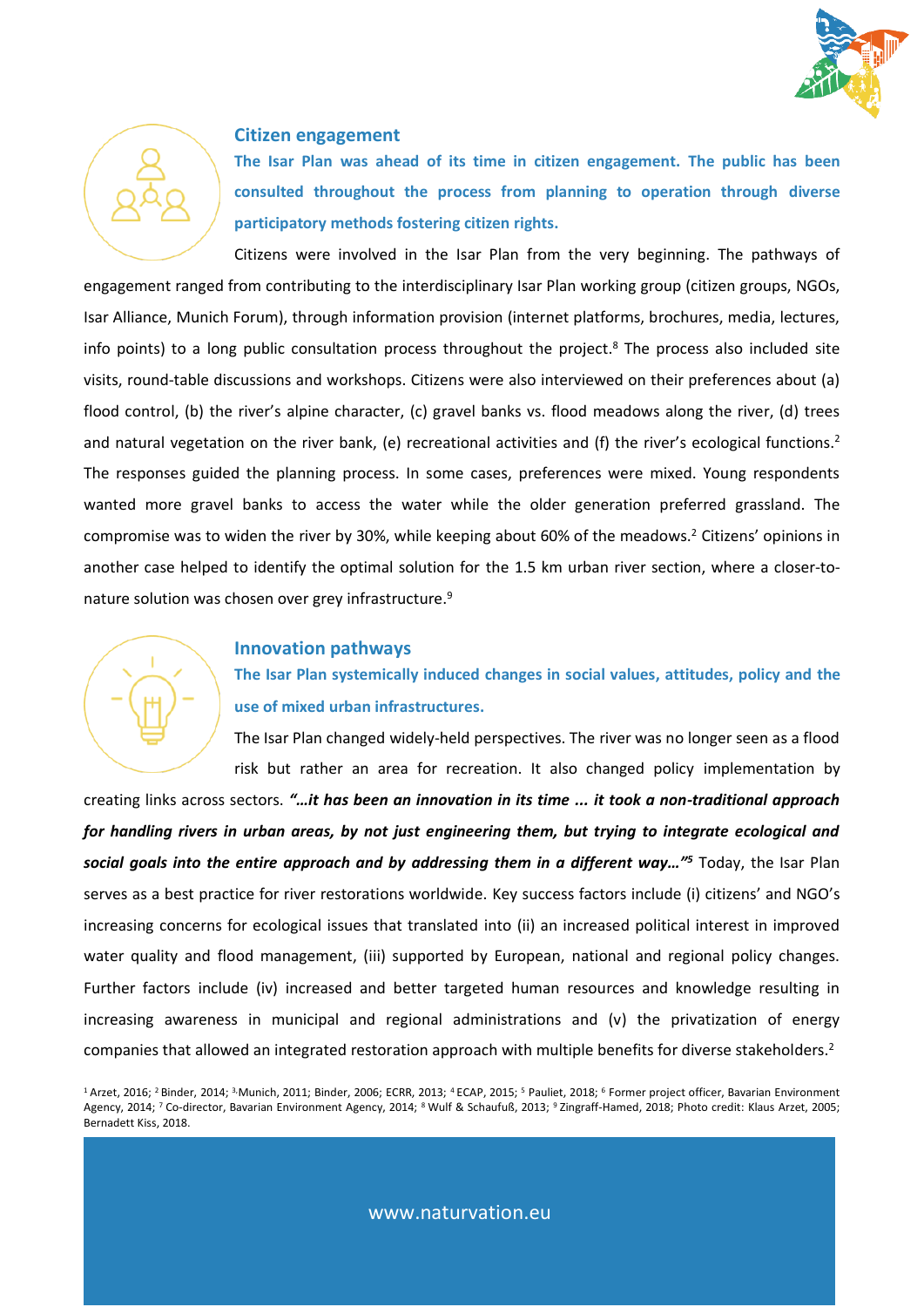## Citizen engagement

**The Isar Plan was ahead of its time in citizen engagement. The public has been consulted throughout the process from planning to operation through diverse participatory methods fostering citizen rights.**

Citizens were involved in the Isar Plan from the very beginning. The pathways of engagement ranged from contributing to the interdisciplinary Isar Plan working group (citizen groups, NGOs, Isar Alliance, Munich Forum), through information provision (internet platforms, brochures, media, lectures, info points) to a long public consultation process throughout the project.[8] The process also included site visits, round-table discussions and workshops. Citizens were also interviewed on their preferences about (a) flood control, (b) the river's alpine character, (c) gravel banks vs. flood meadows along the river, (d) trees and natural vegetation on the river bank, (e) recreational activities and (f) the river's ecological functions.[2] The responses guided the planning process. In some cases, preferences were mixed. Young respondents wanted more gravel banks to access the water while the older generation preferred grassland. The compromise was to widen the river by 30%, while keeping about 60% of the meadows.[2] Citizens' opinions in another case helped to identify the optimal solution for the 1.5 km urban river section, where a closer-to-nature solution was chosen over grey infrastructure.[9]

## Innovation pathways

**The Isar Plan systemically induced changes in social values, attitudes, policy and the use of mixed urban infrastructures.**

The Isar Plan changed widely-held perspectives. The river was no longer seen as a flood risk but rather an area for recreation. It also changed policy implementation by creating links across sectors. ***"…it has been an innovation in its time ... it took a non-traditional approach for handling rivers in urban areas, by not just engineering them, but trying to integrate ecological and social goals into the entire approach and by addressing them in a different way…"***[5] Today, the Isar Plan serves as a best practice for river restorations worldwide. Key success factors include (i) citizens' and NGO's increasing concerns for ecological issues that translated into (ii) an increased political interest in improved water quality and flood management, (iii) supported by European, national and regional policy changes. Further factors include (iv) increased and better targeted human resources and knowledge resulting in increasing awareness in municipal and regional administrations and (v) the privatization of energy companies that allowed an integrated restoration approach with multiple benefits for diverse stakeholders.[2]

[1] Arzet, 2016; [2] Binder, 2014; [3] Munich, 2011; Binder, 2006; ECRR, 2013; [4] ECAP, 2015; [5] Pauliet, 2018; [6] Former project officer, Bavarian Environment Agency, 2014; [7] Co-director, Bavarian Environment Agency, 2014; [8] Wulf & Schaufuß, 2013; [9] Zingraff-Hamed, 2018; Photo credit: Klaus Arzet, 2005; Bernadett Kiss, 2018.

www.naturvation.eu